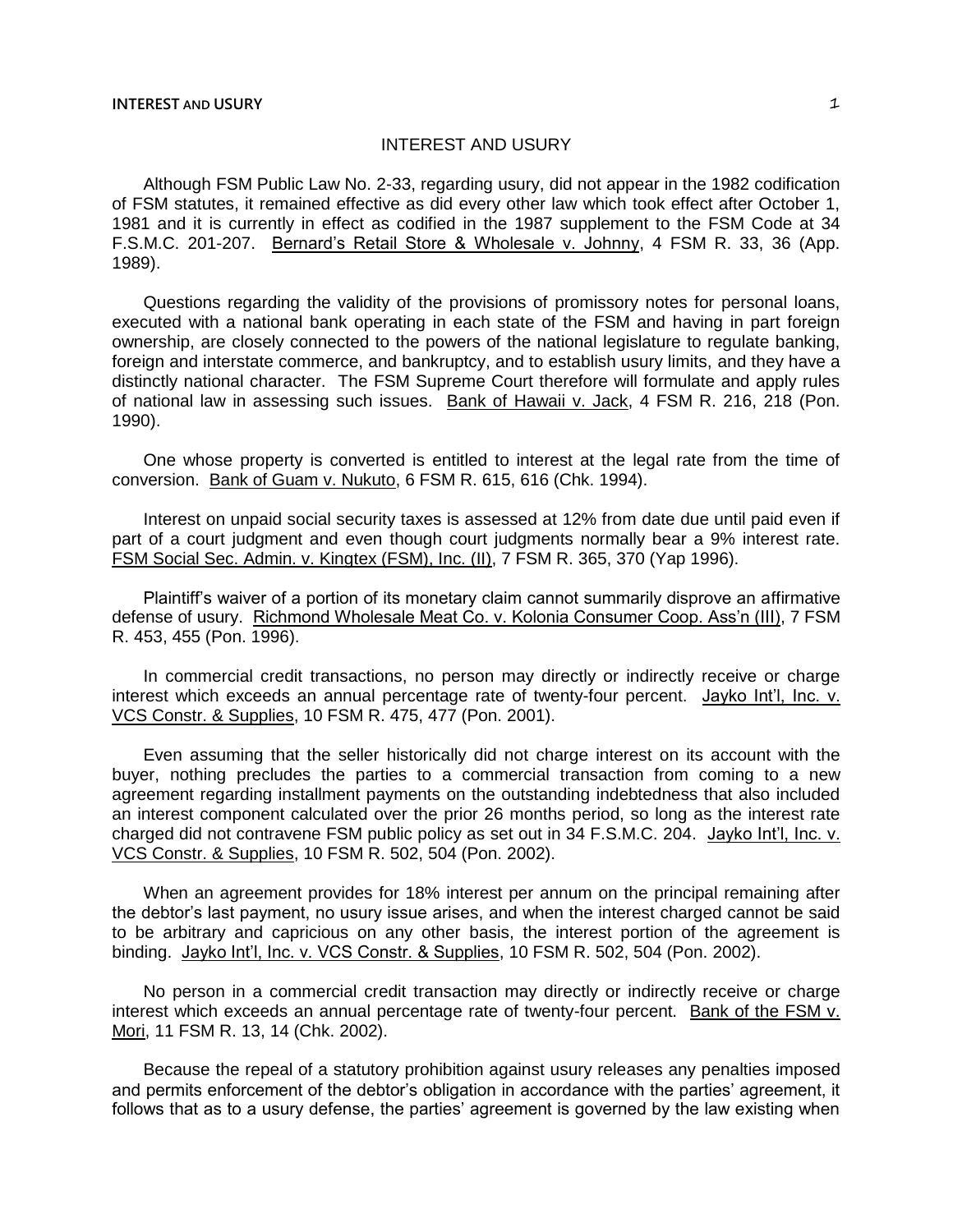# INTEREST AND USURY

Although FSM Public Law No. 2-33, regarding usury, did not appear in the 1982 codification of FSM statutes, it remained effective as did every other law which took effect after October 1, 1981 and it is currently in effect as codified in the 1987 supplement to the FSM Code at 34 F.S.M.C. 201-207. Bernard's Retail Store & Wholesale v. Johnny, 4 FSM R. 33, 36 (App. 1989).

Questions regarding the validity of the provisions of promissory notes for personal loans, executed with a national bank operating in each state of the FSM and having in part foreign ownership, are closely connected to the powers of the national legislature to regulate banking, foreign and interstate commerce, and bankruptcy, and to establish usury limits, and they have a distinctly national character. The FSM Supreme Court therefore will formulate and apply rules of national law in assessing such issues. Bank of Hawaii v. Jack, 4 FSM R. 216, 218 (Pon. 1990).

One whose property is converted is entitled to interest at the legal rate from the time of conversion. Bank of Guam v. Nukuto, 6 FSM R. 615, 616 (Chk. 1994).

Interest on unpaid social security taxes is assessed at 12% from date due until paid even if part of a court judgment and even though court judgments normally bear a 9% interest rate. FSM Social Sec. Admin. v. Kingtex (FSM), Inc. (II), 7 FSM R. 365, 370 (Yap 1996).

Plaintiff's waiver of a portion of its monetary claim cannot summarily disprove an affirmative defense of usury. Richmond Wholesale Meat Co. v. Kolonia Consumer Coop. Ass'n (III), 7 FSM R. 453, 455 (Pon. 1996).

In commercial credit transactions, no person may directly or indirectly receive or charge interest which exceeds an annual percentage rate of twenty-four percent. Jayko Int'l, Inc. v. VCS Constr. & Supplies, 10 FSM R. 475, 477 (Pon. 2001).

Even assuming that the seller historically did not charge interest on its account with the buyer, nothing precludes the parties to a commercial transaction from coming to a new agreement regarding installment payments on the outstanding indebtedness that also included an interest component calculated over the prior 26 months period, so long as the interest rate charged did not contravene FSM public policy as set out in 34 F.S.M.C. 204. Jayko Int'l, Inc. v. VCS Constr. & Supplies, 10 FSM R. 502, 504 (Pon. 2002).

When an agreement provides for 18% interest per annum on the principal remaining after the debtor's last payment, no usury issue arises, and when the interest charged cannot be said to be arbitrary and capricious on any other basis, the interest portion of the agreement is binding. Jayko Int'l, Inc. v. VCS Constr. & Supplies, 10 FSM R. 502, 504 (Pon. 2002).

No person in a commercial credit transaction may directly or indirectly receive or charge interest which exceeds an annual percentage rate of twenty-four percent. Bank of the FSM v. Mori, 11 FSM R. 13, 14 (Chk. 2002).

Because the repeal of a statutory prohibition against usury releases any penalties imposed and permits enforcement of the debtor's obligation in accordance with the parties' agreement, it follows that as to a usury defense, the parties' agreement is governed by the law existing when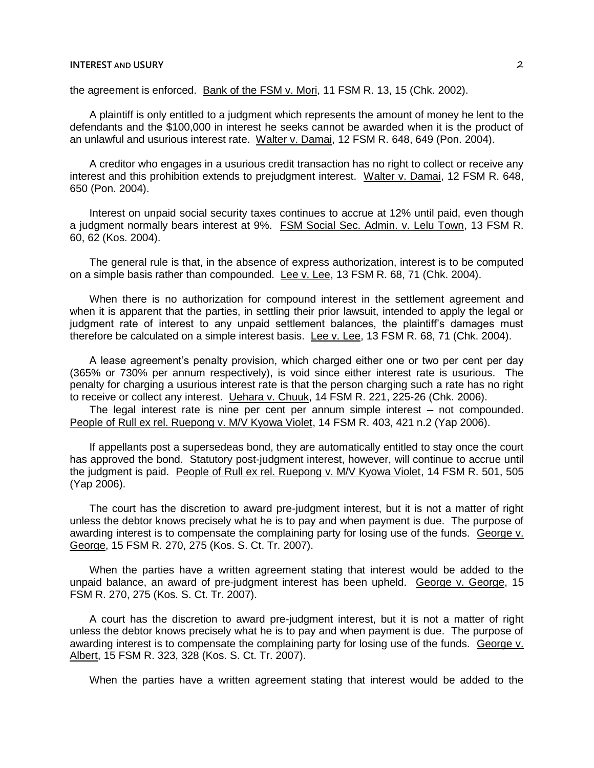the agreement is enforced. Bank of the FSM v. Mori, 11 FSM R. 13, 15 (Chk. 2002).

A plaintiff is only entitled to a judgment which represents the amount of money he lent to the defendants and the $100,000 in interest he seeks cannot be awarded when it is the product of an unlawful and usurious interest rate. Walter v. Damai, 12 FSM R. 648, 649 (Pon. 2004).

A creditor who engages in a usurious credit transaction has no right to collect or receive any interest and this prohibition extends to prejudgment interest. Walter v. Damai, 12 FSM R. 648, 650 (Pon. 2004).

Interest on unpaid social security taxes continues to accrue at 12% until paid, even though a judgment normally bears interest at 9%. FSM Social Sec. Admin. v. Lelu Town, 13 FSM R. 60, 62 (Kos. 2004).

The general rule is that, in the absence of express authorization, interest is to be computed on a simple basis rather than compounded. Lee v. Lee, 13 FSM R. 68, 71 (Chk. 2004).

When there is no authorization for compound interest in the settlement agreement and when it is apparent that the parties, in settling their prior lawsuit, intended to apply the legal or judgment rate of interest to any unpaid settlement balances, the plaintiff's damages must therefore be calculated on a simple interest basis. Lee v. Lee, 13 FSM R. 68, 71 (Chk. 2004).

A lease agreement's penalty provision, which charged either one or two per cent per day (365% or 730% per annum respectively), is void since either interest rate is usurious. The penalty for charging a usurious interest rate is that the person charging such a rate has no right to receive or collect any interest. Uehara v. Chuuk, 14 FSM R. 221, 225-26 (Chk. 2006).

The legal interest rate is nine per cent per annum simple interest – not compounded. People of Rull ex rel. Ruepong v. M/V Kyowa Violet, 14 FSM R. 403, 421 n.2 (Yap 2006).

If appellants post a supersedeas bond, they are automatically entitled to stay once the court has approved the bond. Statutory post-judgment interest, however, will continue to accrue until the judgment is paid. People of Rull ex rel. Ruepong v. M/V Kyowa Violet, 14 FSM R. 501, 505 (Yap 2006).

The court has the discretion to award pre-judgment interest, but it is not a matter of right unless the debtor knows precisely what he is to pay and when payment is due. The purpose of awarding interest is to compensate the complaining party for losing use of the funds. George v. George, 15 FSM R. 270, 275 (Kos. S. Ct. Tr. 2007).

When the parties have a written agreement stating that interest would be added to the unpaid balance, an award of pre-judgment interest has been upheld. George v. George, 15 FSM R. 270, 275 (Kos. S. Ct. Tr. 2007).

A court has the discretion to award pre-judgment interest, but it is not a matter of right unless the debtor knows precisely what he is to pay and when payment is due. The purpose of awarding interest is to compensate the complaining party for losing use of the funds. George v. Albert, 15 FSM R. 323, 328 (Kos. S. Ct. Tr. 2007).

When the parties have a written agreement stating that interest would be added to the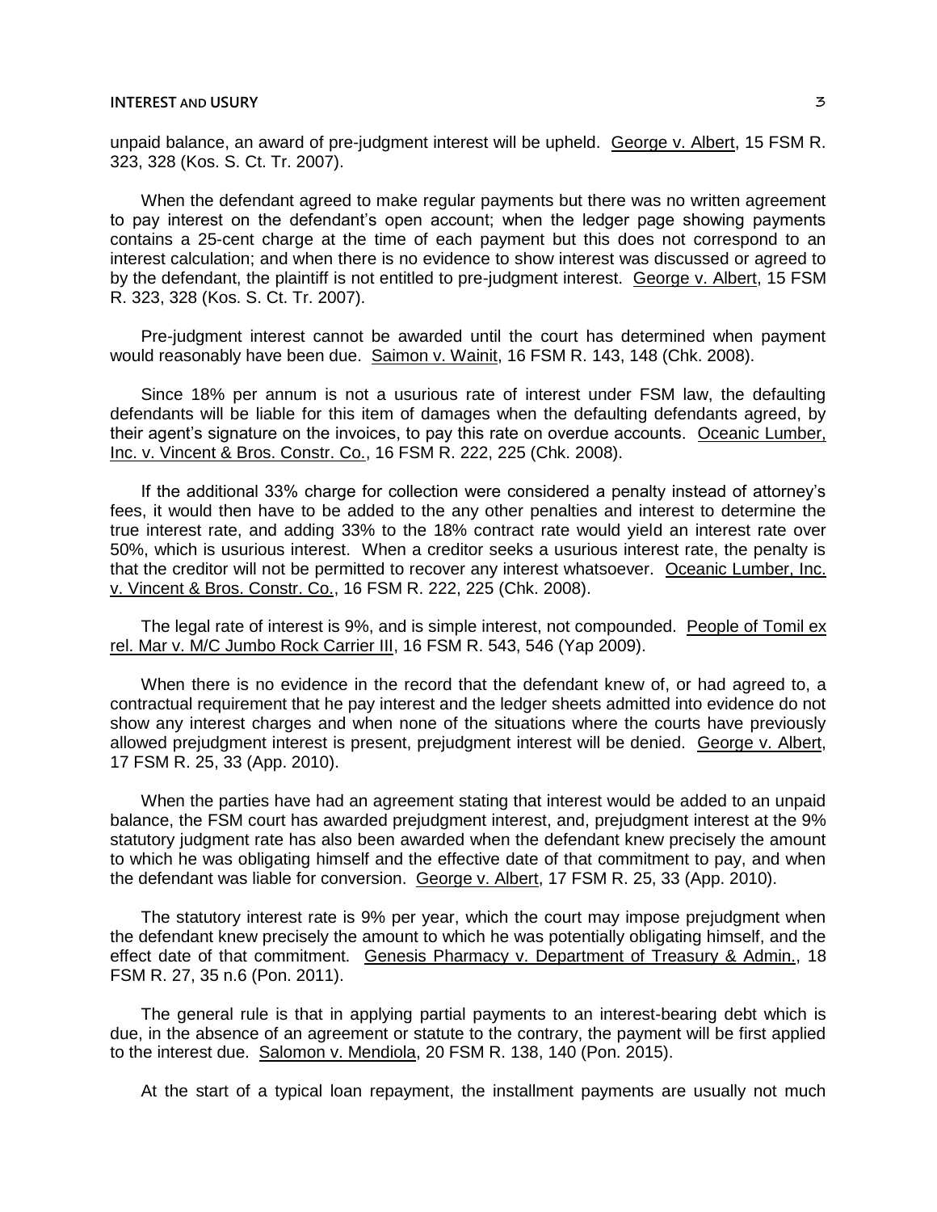unpaid balance, an award of pre-judgment interest will be upheld. George v. Albert, 15 FSM R. 323, 328 (Kos. S. Ct. Tr. 2007).

When the defendant agreed to make regular payments but there was no written agreement to pay interest on the defendant's open account; when the ledger page showing payments contains a 25-cent charge at the time of each payment but this does not correspond to an interest calculation; and when there is no evidence to show interest was discussed or agreed to by the defendant, the plaintiff is not entitled to pre-judgment interest. George v. Albert, 15 FSM R. 323, 328 (Kos. S. Ct. Tr. 2007).

Pre-judgment interest cannot be awarded until the court has determined when payment would reasonably have been due. Saimon v. Wainit, 16 FSM R. 143, 148 (Chk. 2008).

Since 18% per annum is not a usurious rate of interest under FSM law, the defaulting defendants will be liable for this item of damages when the defaulting defendants agreed, by their agent's signature on the invoices, to pay this rate on overdue accounts. Oceanic Lumber, Inc. v. Vincent & Bros. Constr. Co., 16 FSM R. 222, 225 (Chk. 2008).

If the additional 33% charge for collection were considered a penalty instead of attorney's fees, it would then have to be added to the any other penalties and interest to determine the true interest rate, and adding 33% to the 18% contract rate would yield an interest rate over 50%, which is usurious interest. When a creditor seeks a usurious interest rate, the penalty is that the creditor will not be permitted to recover any interest whatsoever. Oceanic Lumber, Inc. v. Vincent & Bros. Constr. Co., 16 FSM R. 222, 225 (Chk. 2008).

The legal rate of interest is 9%, and is simple interest, not compounded. People of Tomil ex rel. Mar v. M/C Jumbo Rock Carrier III, 16 FSM R. 543, 546 (Yap 2009).

When there is no evidence in the record that the defendant knew of, or had agreed to, a contractual requirement that he pay interest and the ledger sheets admitted into evidence do not show any interest charges and when none of the situations where the courts have previously allowed prejudgment interest is present, prejudgment interest will be denied. George v. Albert, 17 FSM R. 25, 33 (App. 2010).

When the parties have had an agreement stating that interest would be added to an unpaid balance, the FSM court has awarded prejudgment interest, and, prejudgment interest at the 9% statutory judgment rate has also been awarded when the defendant knew precisely the amount to which he was obligating himself and the effective date of that commitment to pay, and when the defendant was liable for conversion. George v. Albert, 17 FSM R. 25, 33 (App. 2010).

The statutory interest rate is 9% per year, which the court may impose prejudgment when the defendant knew precisely the amount to which he was potentially obligating himself, and the effect date of that commitment. Genesis Pharmacy v. Department of Treasury & Admin., 18 FSM R. 27, 35 n.6 (Pon. 2011).

The general rule is that in applying partial payments to an interest-bearing debt which is due, in the absence of an agreement or statute to the contrary, the payment will be first applied to the interest due. Salomon v. Mendiola, 20 FSM R. 138, 140 (Pon. 2015).

At the start of a typical loan repayment, the installment payments are usually not much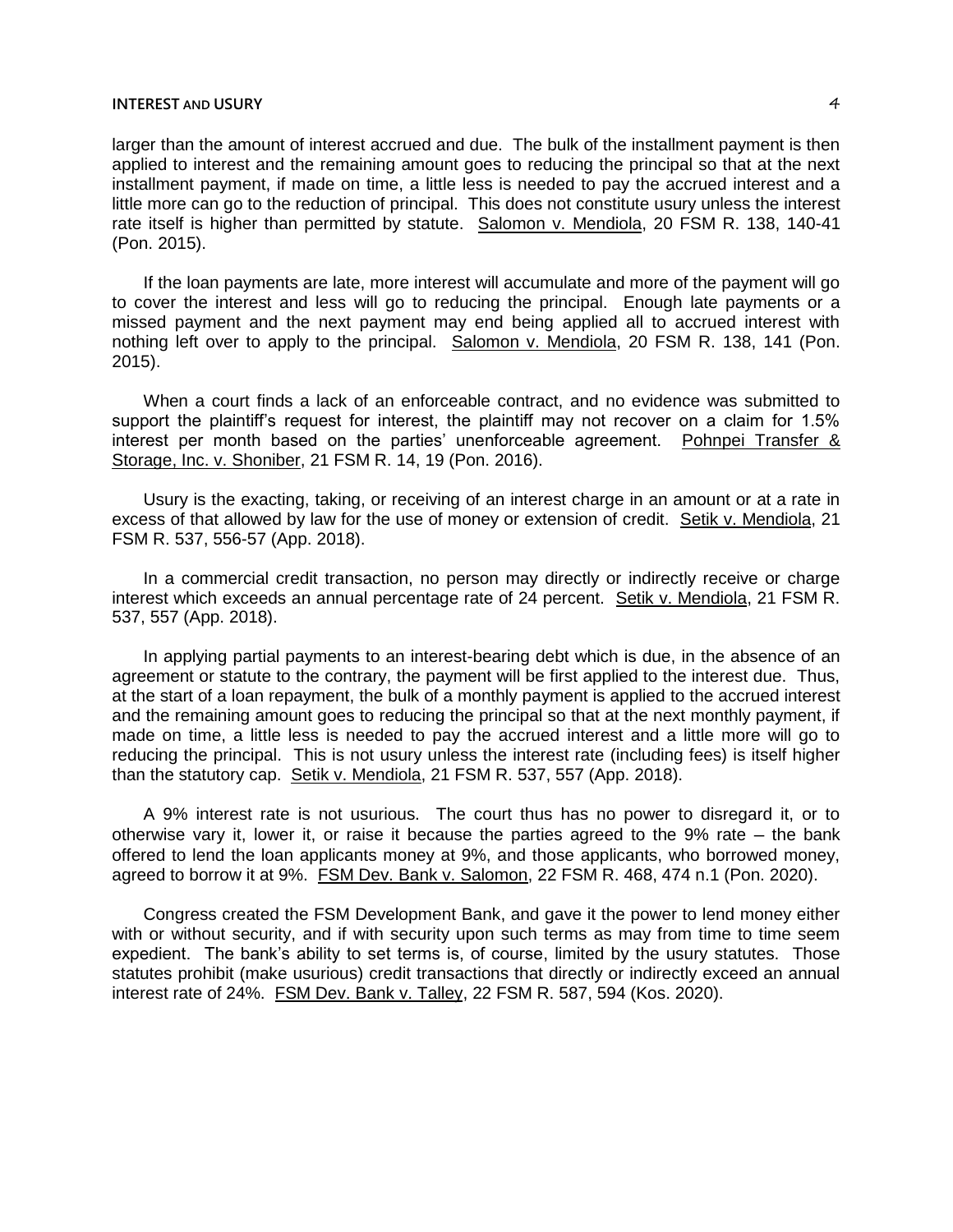larger than the amount of interest accrued and due. The bulk of the installment payment is then applied to interest and the remaining amount goes to reducing the principal so that at the next installment payment, if made on time, a little less is needed to pay the accrued interest and a little more can go to the reduction of principal. This does not constitute usury unless the interest rate itself is higher than permitted by statute. Salomon v. Mendiola, 20 FSM R. 138, 140-41 (Pon. 2015).

If the loan payments are late, more interest will accumulate and more of the payment will go to cover the interest and less will go to reducing the principal. Enough late payments or a missed payment and the next payment may end being applied all to accrued interest with nothing left over to apply to the principal. Salomon v. Mendiola, 20 FSM R. 138, 141 (Pon. 2015).

When a court finds a lack of an enforceable contract, and no evidence was submitted to support the plaintiff's request for interest, the plaintiff may not recover on a claim for 1.5% interest per month based on the parties' unenforceable agreement. Pohnpei Transfer & Storage, Inc. v. Shoniber, 21 FSM R. 14, 19 (Pon. 2016).

Usury is the exacting, taking, or receiving of an interest charge in an amount or at a rate in excess of that allowed by law for the use of money or extension of credit. Setik v. Mendiola, 21 FSM R. 537, 556-57 (App. 2018).

In a commercial credit transaction, no person may directly or indirectly receive or charge interest which exceeds an annual percentage rate of 24 percent. Setik v. Mendiola, 21 FSM R. 537, 557 (App. 2018).

In applying partial payments to an interest-bearing debt which is due, in the absence of an agreement or statute to the contrary, the payment will be first applied to the interest due. Thus, at the start of a loan repayment, the bulk of a monthly payment is applied to the accrued interest and the remaining amount goes to reducing the principal so that at the next monthly payment, if made on time, a little less is needed to pay the accrued interest and a little more will go to reducing the principal. This is not usury unless the interest rate (including fees) is itself higher than the statutory cap. Setik v. Mendiola, 21 FSM R. 537, 557 (App. 2018).

A 9% interest rate is not usurious. The court thus has no power to disregard it, or to otherwise vary it, lower it, or raise it because the parties agreed to the 9% rate – the bank offered to lend the loan applicants money at 9%, and those applicants, who borrowed money, agreed to borrow it at 9%. FSM Dev. Bank v. Salomon, 22 FSM R. 468, 474 n.1 (Pon. 2020).

Congress created the FSM Development Bank, and gave it the power to lend money either with or without security, and if with security upon such terms as may from time to time seem expedient. The bank's ability to set terms is, of course, limited by the usury statutes. Those statutes prohibit (make usurious) credit transactions that directly or indirectly exceed an annual interest rate of 24%. FSM Dev. Bank v. Talley, 22 FSM R. 587, 594 (Kos. 2020).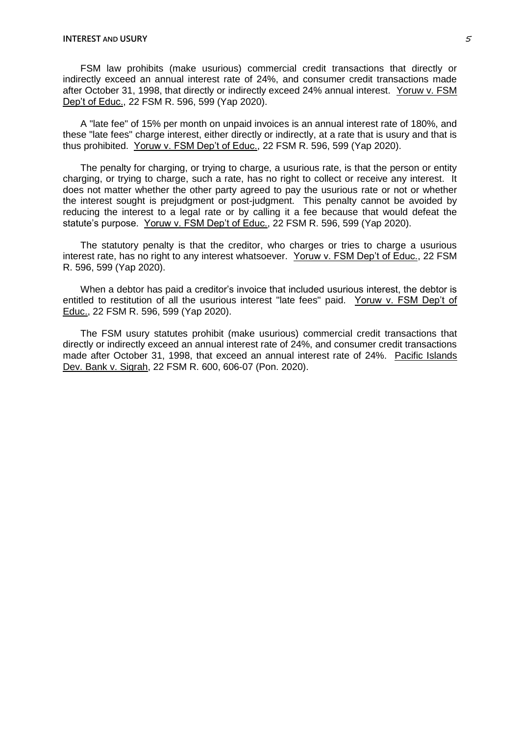FSM law prohibits (make usurious) commercial credit transactions that directly or indirectly exceed an annual interest rate of 24%, and consumer credit transactions made after October 31, 1998, that directly or indirectly exceed 24% annual interest. Yoruw v. FSM Dep't of Educ., 22 FSM R. 596, 599 (Yap 2020).

A "late fee" of 15% per month on unpaid invoices is an annual interest rate of 180%, and these "late fees" charge interest, either directly or indirectly, at a rate that is usury and that is thus prohibited. Yoruw v. FSM Dep't of Educ., 22 FSM R. 596, 599 (Yap 2020).

The penalty for charging, or trying to charge, a usurious rate, is that the person or entity charging, or trying to charge, such a rate, has no right to collect or receive any interest. It does not matter whether the other party agreed to pay the usurious rate or not or whether the interest sought is prejudgment or post-judgment. This penalty cannot be avoided by reducing the interest to a legal rate or by calling it a fee because that would defeat the statute's purpose. Yoruw v. FSM Dep't of Educ., 22 FSM R. 596, 599 (Yap 2020).

The statutory penalty is that the creditor, who charges or tries to charge a usurious interest rate, has no right to any interest whatsoever. Yoruw v. FSM Dep't of Educ., 22 FSM R. 596, 599 (Yap 2020).

When a debtor has paid a creditor's invoice that included usurious interest, the debtor is entitled to restitution of all the usurious interest "late fees" paid. Yoruw v. FSM Dep't of Educ., 22 FSM R. 596, 599 (Yap 2020).

The FSM usury statutes prohibit (make usurious) commercial credit transactions that directly or indirectly exceed an annual interest rate of 24%, and consumer credit transactions made after October 31, 1998, that exceed an annual interest rate of 24%. Pacific Islands Dev. Bank v. Sigrah, 22 FSM R. 600, 606-07 (Pon. 2020).